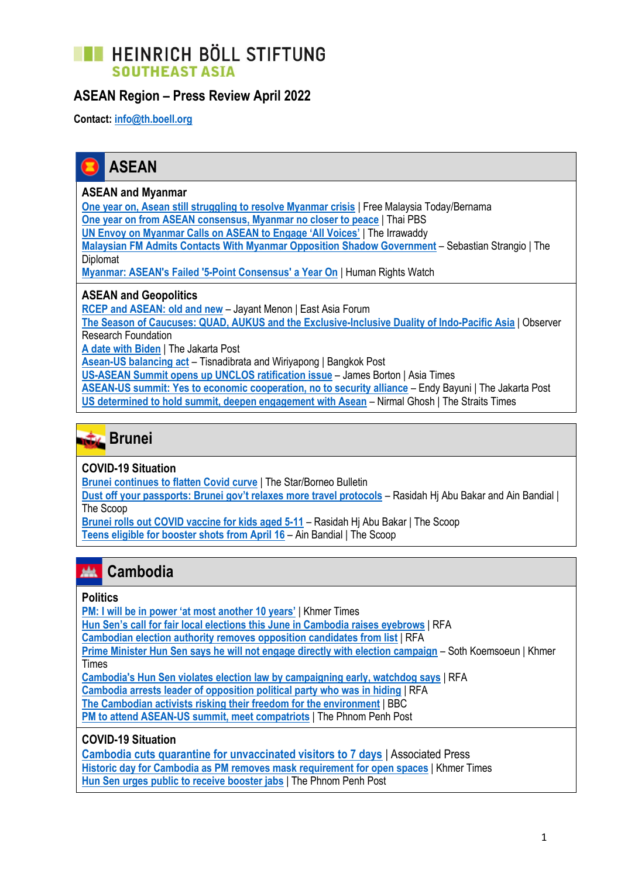# HEINRICH BÖLL STIFTUNG
**SOUTHEAST ASIA**

## ASEAN Region – Press Review April 2022

**Contact:** info@th.boell.org

## ASEAN

### ASEAN and Myanmar

One year on, Asean still struggling to resolve Myanmar crisis | Free Malaysia Today/Bernama
One year on from ASEAN consensus, Myanmar no closer to peace | Thai PBS
UN Envoy on Myanmar Calls on ASEAN to Engage 'All Voices' | The Irrawaddy
Malaysian FM Admits Contacts With Myanmar Opposition Shadow Government – Sebastian Strangio | The Diplomat
Myanmar: ASEAN's Failed '5-Point Consensus' a Year On | Human Rights Watch

### ASEAN and Geopolitics

RCEP and ASEAN: old and new – Jayant Menon | East Asia Forum
The Season of Caucuses: QUAD, AUKUS and the Exclusive-Inclusive Duality of Indo-Pacific Asia | Observer Research Foundation
A date with Biden | The Jakarta Post
Asean-US balancing act – Tisnadibrata and Wiriyapong | Bangkok Post
US-ASEAN Summit opens up UNCLOS ratification issue – James Borton | Asia Times
ASEAN-US summit: Yes to economic cooperation, no to security alliance – Endy Bayuni | The Jakarta Post
US determined to hold summit, deepen engagement with Asean – Nirmal Ghosh | The Straits Times

## Brunei

### COVID-19 Situation

Brunei continues to flatten Covid curve | The Star/Borneo Bulletin
Dust off your passports: Brunei gov't relaxes more travel protocols – Rasidah Hj Abu Bakar and Ain Bandial | The Scoop
Brunei rolls out COVID vaccine for kids aged 5-11 – Rasidah Hj Abu Bakar | The Scoop
Teens eligible for booster shots from April 16 – Ain Bandial | The Scoop

## Cambodia

### Politics

PM: I will be in power 'at most another 10 years' | Khmer Times
Hun Sen's call for fair local elections this June in Cambodia raises eyebrows | RFA
Cambodian election authority removes opposition candidates from list | RFA
Prime Minister Hun Sen says he will not engage directly with election campaign – Soth Koemsoeun | Khmer Times
Cambodia's Hun Sen violates election law by campaigning early, watchdog says | RFA
Cambodia arrests leader of opposition political party who was in hiding | RFA
The Cambodian activists risking their freedom for the environment | BBC
PM to attend ASEAN-US summit, meet compatriots | The Phnom Penh Post

### COVID-19 Situation

Cambodia cuts quarantine for unvaccinated visitors to 7 days | Associated Press
Historic day for Cambodia as PM removes mask requirement for open spaces | Khmer Times
Hun Sen urges public to receive booster jabs | The Phnom Penh Post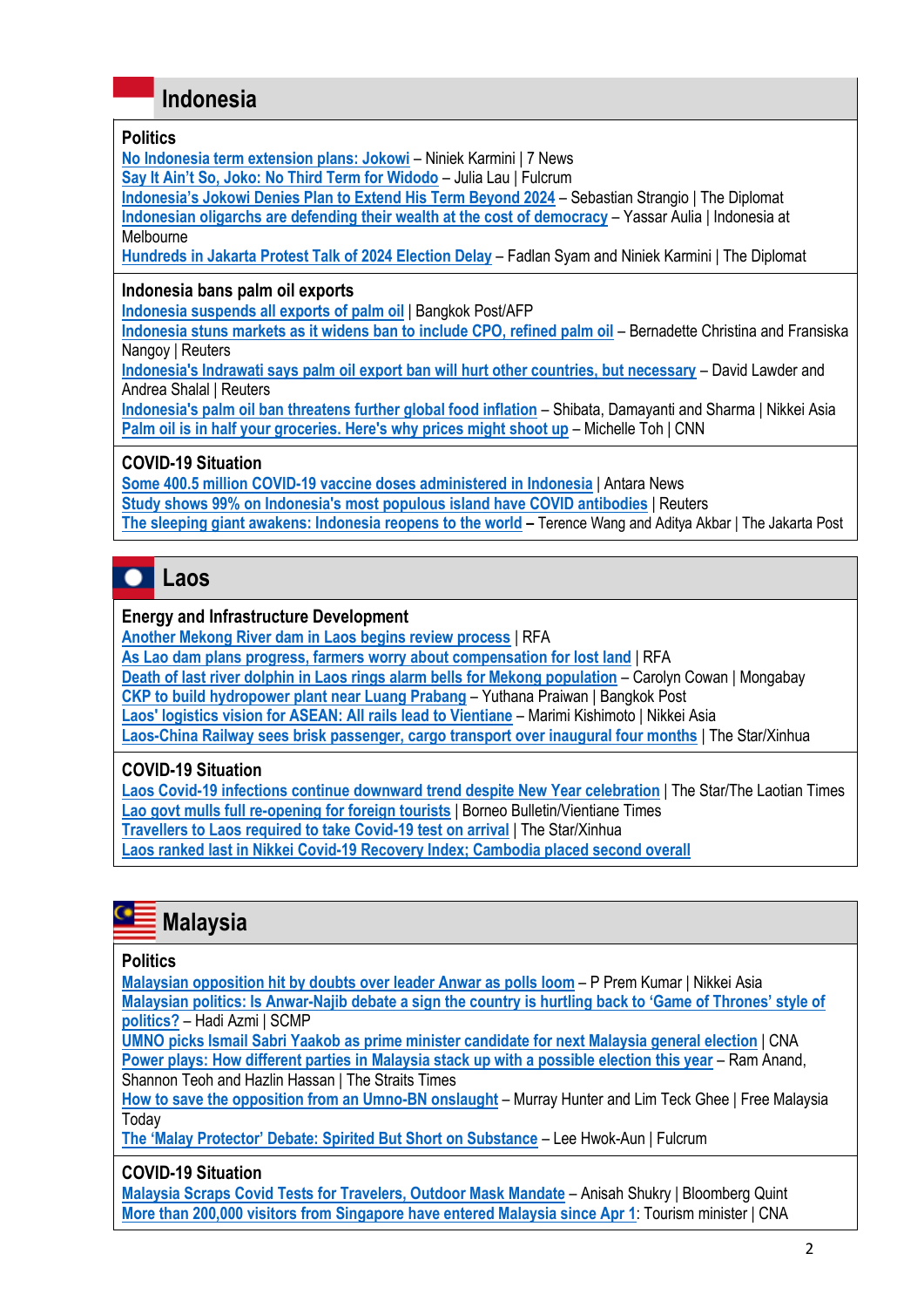## Indonesia

### Politics

No Indonesia term extension plans: Jokowi – Niniek Karmini | 7 News
Say It Ain't So, Joko: No Third Term for Widodo – Julia Lau | Fulcrum
Indonesia's Jokowi Denies Plan to Extend His Term Beyond 2024 – Sebastian Strangio | The Diplomat
Indonesian oligarchs are defending their wealth at the cost of democracy – Yassar Aulia | Indonesia at Melbourne
Hundreds in Jakarta Protest Talk of 2024 Election Delay – Fadlan Syam and Niniek Karmini | The Diplomat

### Indonesia bans palm oil exports

Indonesia suspends all exports of palm oil | Bangkok Post/AFP
Indonesia stuns markets as it widens ban to include CPO, refined palm oil – Bernadette Christina and Fransiska Nangoy | Reuters
Indonesia's Indrawati says palm oil export ban will hurt other countries, but necessary – David Lawder and Andrea Shalal | Reuters
Indonesia's palm oil ban threatens further global food inflation – Shibata, Damayanti and Sharma | Nikkei Asia
Palm oil is in half your groceries. Here's why prices might shoot up – Michelle Toh | CNN

### COVID-19 Situation

Some 400.5 million COVID-19 vaccine doses administered in Indonesia | Antara News
Study shows 99% on Indonesia's most populous island have COVID antibodies | Reuters
The sleeping giant awakens: Indonesia reopens to the world – Terence Wang and Aditya Akbar | The Jakarta Post

## Laos

### Energy and Infrastructure Development

Another Mekong River dam in Laos begins review process | RFA
As Lao dam plans progress, farmers worry about compensation for lost land | RFA
Death of last river dolphin in Laos rings alarm bells for Mekong population – Carolyn Cowan | Mongabay
CKP to build hydropower plant near Luang Prabang – Yuthana Praiwan | Bangkok Post
Laos' logistics vision for ASEAN: All rails lead to Vientiane – Marimi Kishimoto | Nikkei Asia
Laos-China Railway sees brisk passenger, cargo transport over inaugural four months | The Star/Xinhua

### COVID-19 Situation

Laos Covid-19 infections continue downward trend despite New Year celebration | The Star/The Laotian Times
Lao govt mulls full re-opening for foreign tourists | Borneo Bulletin/Vientiane Times
Travellers to Laos required to take Covid-19 test on arrival | The Star/Xinhua
Laos ranked last in Nikkei Covid-19 Recovery Index; Cambodia placed second overall

## Malaysia

### Politics

Malaysian opposition hit by doubts over leader Anwar as polls loom – P Prem Kumar | Nikkei Asia
Malaysian politics: Is Anwar-Najib debate a sign the country is hurtling back to 'Game of Thrones' style of politics? – Hadi Azmi | SCMP
UMNO picks Ismail Sabri Yaakob as prime minister candidate for next Malaysia general election | CNA
Power plays: How different parties in Malaysia stack up with a possible election this year – Ram Anand, Shannon Teoh and Hazlin Hassan | The Straits Times
How to save the opposition from an Umno-BN onslaught – Murray Hunter and Lim Teck Ghee | Free Malaysia Today
The 'Malay Protector' Debate: Spirited But Short on Substance – Lee Hwok-Aun | Fulcrum

### COVID-19 Situation

Malaysia Scraps Covid Tests for Travelers, Outdoor Mask Mandate – Anisah Shukry | Bloomberg Quint
More than 200,000 visitors from Singapore have entered Malaysia since Apr 1: Tourism minister | CNA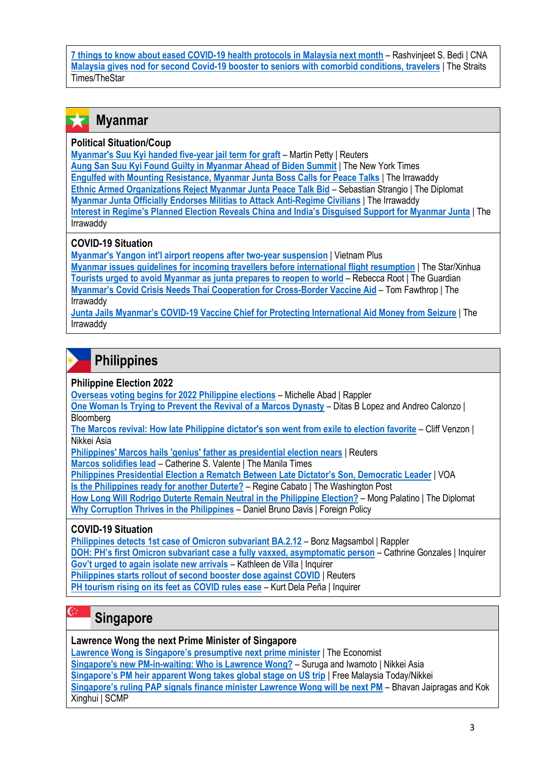7 things to know about eased COVID-19 health protocols in Malaysia next month – Rashvinjeet S. Bedi | CNA
Malaysia gives nod for second Covid-19 booster to seniors with comorbid conditions, travelers | The Straits Times/TheStar

## Myanmar

### Political Situation/Coup

Myanmar's Suu Kyi handed five-year jail term for graft – Martin Petty | Reuters
Aung San Suu Kyi Found Guilty in Myanmar Ahead of Biden Summit | The New York Times
Engulfed with Mounting Resistance, Myanmar Junta Boss Calls for Peace Talks | The Irrawaddy
Ethnic Armed Organizations Reject Myanmar Junta Peace Talk Bid – Sebastian Strangio | The Diplomat
Myanmar Junta Officially Endorses Militias to Attack Anti-Regime Civilians | The Irrawaddy
Interest in Regime's Planned Election Reveals China and India's Disguised Support for Myanmar Junta | The Irrawaddy

### COVID-19 Situation

Myanmar's Yangon int'l airport reopens after two-year suspension | Vietnam Plus
Myanmar issues guidelines for incoming travellers before international flight resumption | The Star/Xinhua
Tourists urged to avoid Myanmar as junta prepares to reopen to world – Rebecca Root | The Guardian
Myanmar's Covid Crisis Needs Thai Cooperation for Cross-Border Vaccine Aid – Tom Fawthrop | The Irrawaddy
Junta Jails Myanmar's COVID-19 Vaccine Chief for Protecting International Aid Money from Seizure | The Irrawaddy

## Philippines

### Philippine Election 2022

Overseas voting begins for 2022 Philippine elections – Michelle Abad | Rappler
One Woman Is Trying to Prevent the Revival of a Marcos Dynasty – Ditas B Lopez and Andreo Calonzo | Bloomberg
The Marcos revival: How late Philippine dictator's son went from exile to election favorite – Cliff Venzon | Nikkei Asia
Philippines' Marcos hails 'genius' father as presidential election nears | Reuters
Marcos solidifies lead – Catherine S. Valente | The Manila Times
Philippines Presidential Election a Rematch Between Late Dictator's Son, Democratic Leader | VOA
Is the Philippines ready for another Duterte? – Regine Cabato | The Washington Post
How Long Will Rodrigo Duterte Remain Neutral in the Philippine Election? – Mong Palatino | The Diplomat
Why Corruption Thrives in the Philippines – Daniel Bruno Davis | Foreign Policy

### COVID-19 Situation

Philippines detects 1st case of Omicron subvariant BA.2.12 – Bonz Magsambol | Rappler
DOH: PH's first Omicron subvariant case a fully vaxxed, asymptomatic person – Cathrine Gonzales | Inquirer
Gov't urged to again isolate new arrivals – Kathleen de Villa | Inquirer
Philippines starts rollout of second booster dose against COVID | Reuters
PH tourism rising on its feet as COVID rules ease – Kurt Dela Peña | Inquirer

## Singapore

### Lawrence Wong the next Prime Minister of Singapore

Lawrence Wong is Singapore's presumptive next prime minister | The Economist
Singapore's new PM-in-waiting: Who is Lawrence Wong? – Suruga and Iwamoto | Nikkei Asia
Singapore's PM heir apparent Wong takes global stage on US trip | Free Malaysia Today/Nikkei
Singapore's ruling PAP signals finance minister Lawrence Wong will be next PM – Bhavan Jaipragas and Kok Xinghui | SCMP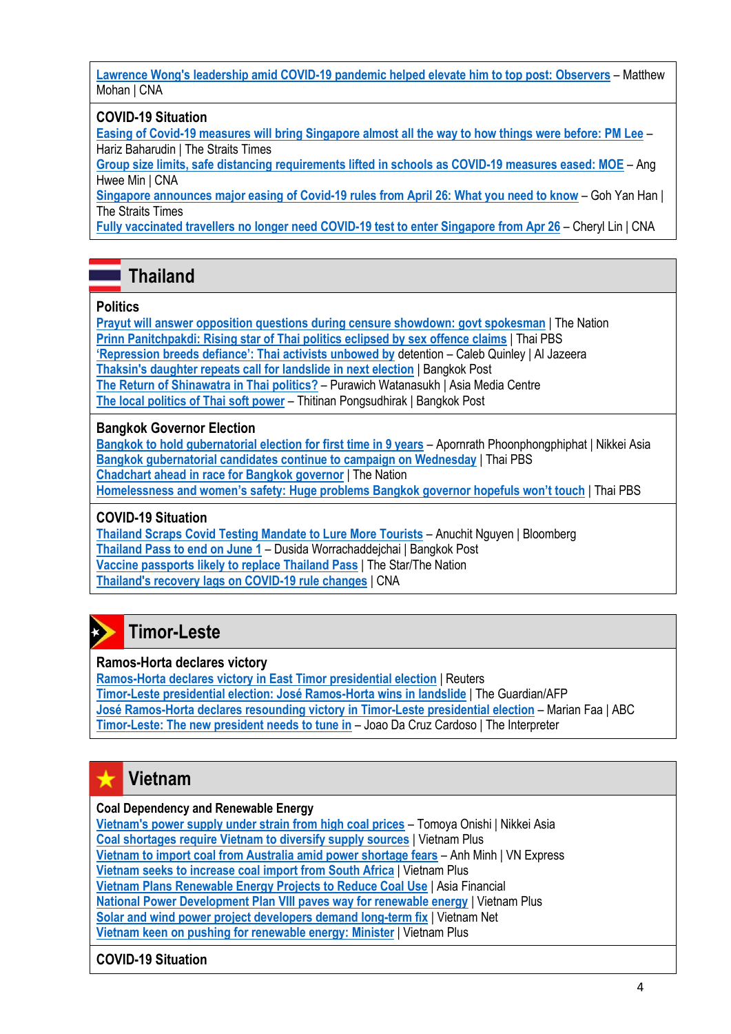Lawrence Wong's leadership amid COVID-19 pandemic helped elevate him to top post: Observers – Matthew Mohan | CNA

### COVID-19 Situation

Easing of Covid-19 measures will bring Singapore almost all the way to how things were before: PM Lee – Hariz Baharudin | The Straits Times
Group size limits, safe distancing requirements lifted in schools as COVID-19 measures eased: MOE – Ang Hwee Min | CNA
Singapore announces major easing of Covid-19 rules from April 26: What you need to know – Goh Yan Han | The Straits Times
Fully vaccinated travellers no longer need COVID-19 test to enter Singapore from Apr 26 – Cheryl Lin | CNA

## Thailand

### Politics

Prayut will answer opposition questions during censure showdown: govt spokesman | The Nation
Prinn Panitchpakdi: Rising star of Thai politics eclipsed by sex offence claims | Thai PBS
'Repression breeds defiance': Thai activists unbowed by detention – Caleb Quinley | Al Jazeera
Thaksin's daughter repeats call for landslide in next election | Bangkok Post
The Return of Shinawatra in Thai politics? – Purawich Watanasukh | Asia Media Centre
The local politics of Thai soft power – Thitinan Pongsudhirak | Bangkok Post

### Bangkok Governor Election

Bangkok to hold gubernatorial election for first time in 9 years – Apornrath Phoonphongphiphat | Nikkei Asia
Bangkok gubernatorial candidates continue to campaign on Wednesday | Thai PBS
Chadchart ahead in race for Bangkok governor | The Nation
Homelessness and women's safety: Huge problems Bangkok governor hopefuls won't touch | Thai PBS

### COVID-19 Situation

Thailand Scraps Covid Testing Mandate to Lure More Tourists – Anuchit Nguyen | Bloomberg
Thailand Pass to end on June 1 – Dusida Worrachaddejchai | Bangkok Post
Vaccine passports likely to replace Thailand Pass | The Star/The Nation
Thailand's recovery lags on COVID-19 rule changes | CNA

## Timor-Leste

### Ramos-Horta declares victory

Ramos-Horta declares victory in East Timor presidential election | Reuters
Timor-Leste presidential election: José Ramos-Horta wins in landslide | The Guardian/AFP
José Ramos-Horta declares resounding victory in Timor-Leste presidential election – Marian Faa | ABC
Timor-Leste: The new president needs to tune in – Joao Da Cruz Cardoso | The Interpreter

## Vietnam

### Coal Dependency and Renewable Energy

Vietnam's power supply under strain from high coal prices – Tomoya Onishi | Nikkei Asia
Coal shortages require Vietnam to diversify supply sources | Vietnam Plus
Vietnam to import coal from Australia amid power shortage fears – Anh Minh | VN Express
Vietnam seeks to increase coal import from South Africa | Vietnam Plus
Vietnam Plans Renewable Energy Projects to Reduce Coal Use | Asia Financial
National Power Development Plan VIII paves way for renewable energy | Vietnam Plus
Solar and wind power project developers demand long-term fix | Vietnam Net
Vietnam keen on pushing for renewable energy: Minister | Vietnam Plus

### COVID-19 Situation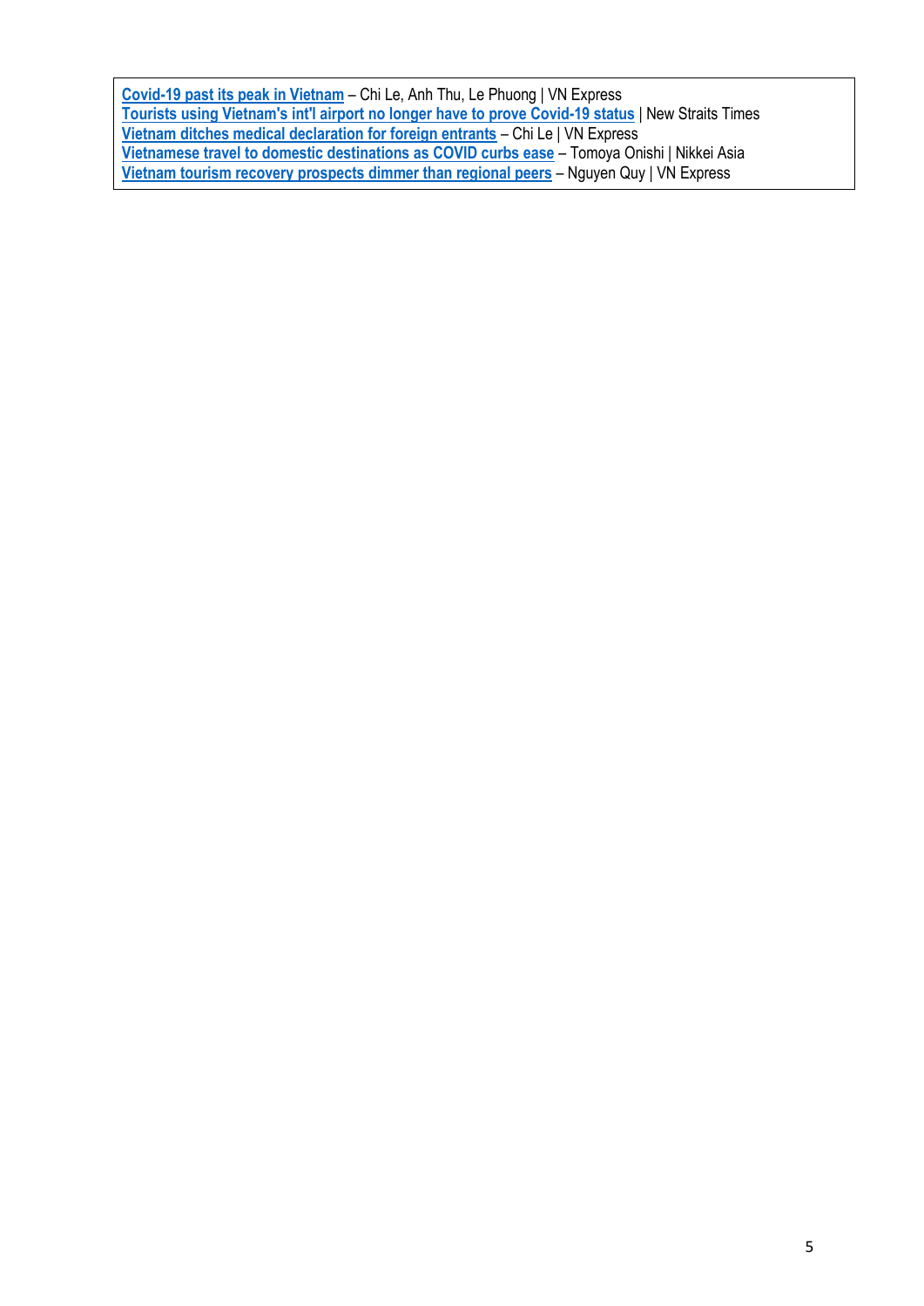**Covid-19 past its peak in Vietnam** – Chi Le, Anh Thu, Le Phuong | VN Express
**Tourists using Vietnam's int'l airport no longer have to prove Covid-19 status** | New Straits Times
**Vietnam ditches medical declaration for foreign entrants** – Chi Le | VN Express
**Vietnamese travel to domestic destinations as COVID curbs ease** – Tomoya Onishi | Nikkei Asia
**Vietnam tourism recovery prospects dimmer than regional peers** – Nguyen Quy | VN Express